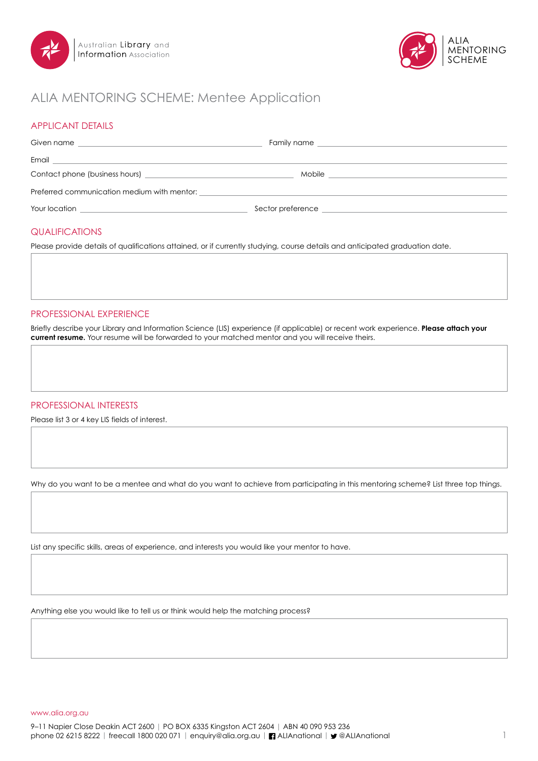Australian Library and Information Association

ALIA MENTORING SCHEME

# ALIA MENTORING SCHEME: Mentee Application

## APPLICANT DETAILS

Given name \_\_\_\_\_\_\_\_\_\_\_\_\_\_\_\_\_\_\_\_ Family name \_\_\_\_\_\_\_\_\_\_\_\_\_\_\_\_\_\_\_\_

Email \_\_\_\_\_\_\_\_\_\_\_\_\_\_\_\_\_\_\_\_

Contact phone (business hours) \_\_\_\_\_\_\_\_\_\_\_\_\_\_\_\_\_\_\_\_ Mobile \_\_\_\_\_\_\_\_\_\_\_\_\_\_\_\_\_\_\_\_

Preferred communication medium with mentor: \_\_\_\_\_\_\_\_\_\_\_\_\_\_\_\_\_\_\_\_

Your location \_\_\_\_\_\_\_\_\_\_\_\_\_\_\_\_\_\_\_\_ Sector preference \_\_\_\_\_\_\_\_\_\_\_\_\_\_\_\_\_\_\_\_

## QUALIFICATIONS

Please provide details of qualifications attained, or if currently studying, course details and anticipated graduation date.

## PROFESSIONAL EXPERIENCE

Briefly describe your Library and Information Science (LIS) experience (if applicable) or recent work experience. **Please attach your current resume.** Your resume will be forwarded to your matched mentor and you will receive theirs.

## PROFESSIONAL INTERESTS

Please list 3 or 4 key LIS fields of interest.

Why do you want to be a mentee and what do you want to achieve from participating in this mentoring scheme? List three top things.

List any specific skills, areas of experience, and interests you would like your mentor to have.

Anything else you would like to tell us or think would help the matching process?

www.alia.org.au

9–11 Napier Close Deakin ACT 2600 | PO BOX 6335 Kingston ACT 2604 | ABN 40 090 953 236
phone 02 6215 8222 | freecall 1800 020 071 | enquiry@alia.org.au | ALIAnational | @ALIAnational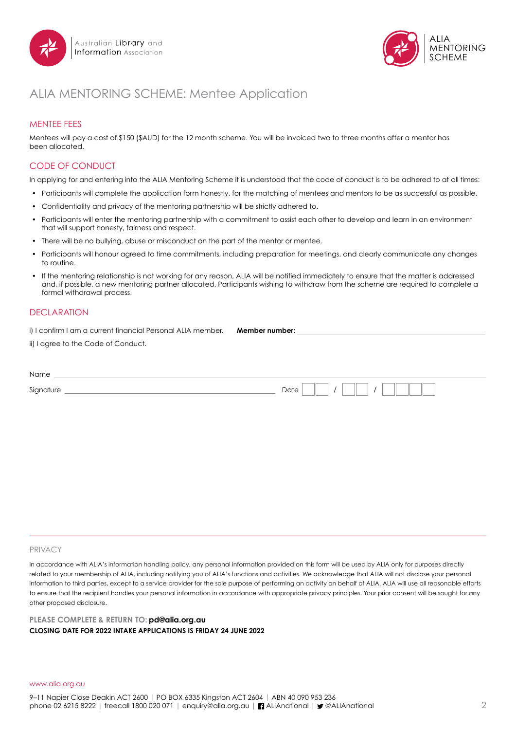# ALIA MENTORING SCHEME: Mentee Application

## MENTEE FEES

Mentees will pay a cost of $150 ($AUD) for the 12 month scheme. You will be invoiced two to three months after a mentor has been allocated.

## CODE OF CONDUCT

In applying for and entering into the ALIA Mentoring Scheme it is understood that the code of conduct is to be adhered to at all times:

- Participants will complete the application form honestly, for the matching of mentees and mentors to be as successful as possible.
- Confidentiality and privacy of the mentoring partnership will be strictly adhered to.
- Participants will enter the mentoring partnership with a commitment to assist each other to develop and learn in an environment that will support honesty, fairness and respect.
- There will be no bullying, abuse or misconduct on the part of the mentor or mentee.
- Participants will honour agreed to time commitments, including preparation for meetings, and clearly communicate any changes to routine.
- If the mentoring relationship is not working for any reason, ALIA will be notified immediately to ensure that the matter is addressed and, if possible, a new mentoring partner allocated. Participants wishing to withdraw from the scheme are required to complete a formal withdrawal process.

## DECLARATION

i) I confirm I am a current financial Personal ALIA member. **Member number:** ______________________

ii) I agree to the Code of Conduct.

Name ______________________

Signature ______________________ Date __ __ / __ __ / __ __ __ __

### PRIVACY

In accordance with ALIA's information handling policy, any personal information provided on this form will be used by ALIA only for purposes directly related to your membership of ALIA, including notifying you of ALIA's functions and activities. We acknowledge that ALIA will not disclose your personal information to third parties, except to a service provider for the sole purpose of performing an activity on behalf of ALIA. ALIA will use all reasonable efforts to ensure that the recipient handles your personal information in accordance with appropriate privacy principles. Your prior consent will be sought for any other proposed disclosure.

**PLEASE COMPLETE & RETURN TO: pd@alia.org.au**
**CLOSING DATE FOR 2022 INTAKE APPLICATIONS IS FRIDAY 24 JUNE 2022**

www.alia.org.au

9–11 Napier Close Deakin ACT 2600 | PO BOX 6335 Kingston ACT 2604 | ABN 40 090 953 236
phone 02 6215 8222 | freecall 1800 020 071 | enquiry@alia.org.au | ALIAnational | @ALIAnational